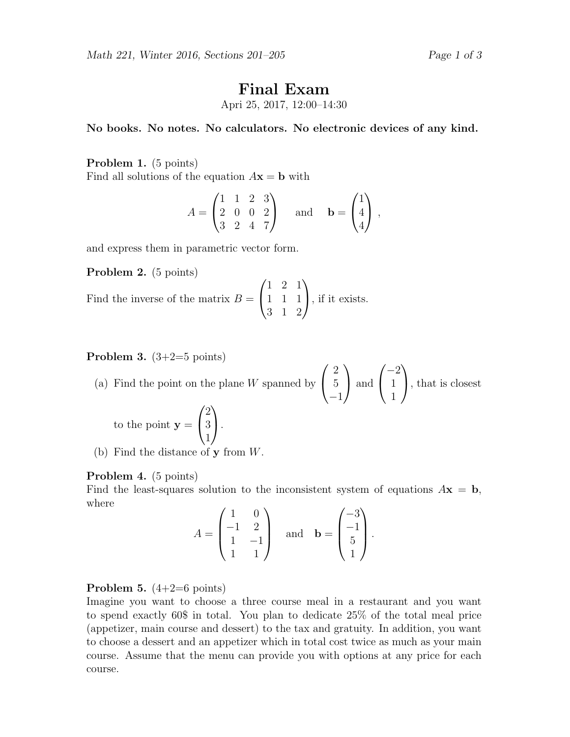# Final Exam

Apri 25, 2017, 12:00–14:30

**No books. No notes. No calculators. No electronic devices of any kind.**

**Problem 1.** (5 points)
Find all solutions of the equation $A\mathbf{x} = \mathbf{b}$ with

$$A = \begin{pmatrix} 1 & 1 & 2 & 3 \\ 2 & 0 & 0 & 2 \\ 3 & 2 & 4 & 7 \end{pmatrix} \quad \text{and} \quad \mathbf{b} = \begin{pmatrix} 1 \\ 4 \\ 4 \end{pmatrix},$$

and express them in parametric vector form.

**Problem 2.** (5 points)
Find the inverse of the matrix $B = \begin{pmatrix} 1 & 2 & 1 \\ 1 & 1 & 1 \\ 3 & 1 & 2 \end{pmatrix}$, if it exists.

**Problem 3.** (3+2=5 points)

(a) Find the point on the plane $W$ spanned by $\begin{pmatrix} 2 \\ 5 \\ -1 \end{pmatrix}$ and $\begin{pmatrix} -2 \\ 1 \\ 1 \end{pmatrix}$, that is closest to the point $\mathbf{y} = \begin{pmatrix} 2 \\ 3 \\ 1 \end{pmatrix}$.

(b) Find the distance of $\mathbf{y}$ from $W$.

**Problem 4.** (5 points)
Find the least-squares solution to the inconsistent system of equations $A\mathbf{x} = \mathbf{b}$, where

$$A = \begin{pmatrix} 1 & 0 \\ -1 & 2 \\ 1 & -1 \\ 1 & 1 \end{pmatrix} \quad \text{and} \quad \mathbf{b} = \begin{pmatrix} -3 \\ -1 \\ 5 \\ 1 \end{pmatrix}.$$

**Problem 5.** (4+2=6 points)
Imagine you want to choose a three course meal in a restaurant and you want to spend exactly 60$ in total. You plan to dedicate 25% of the total meal price (appetizer, main course and dessert) to the tax and gratuity. In addition, you want to choose a dessert and an appetizer which in total cost twice as much as your main course. Assume that the menu can provide you with options at any price for each course.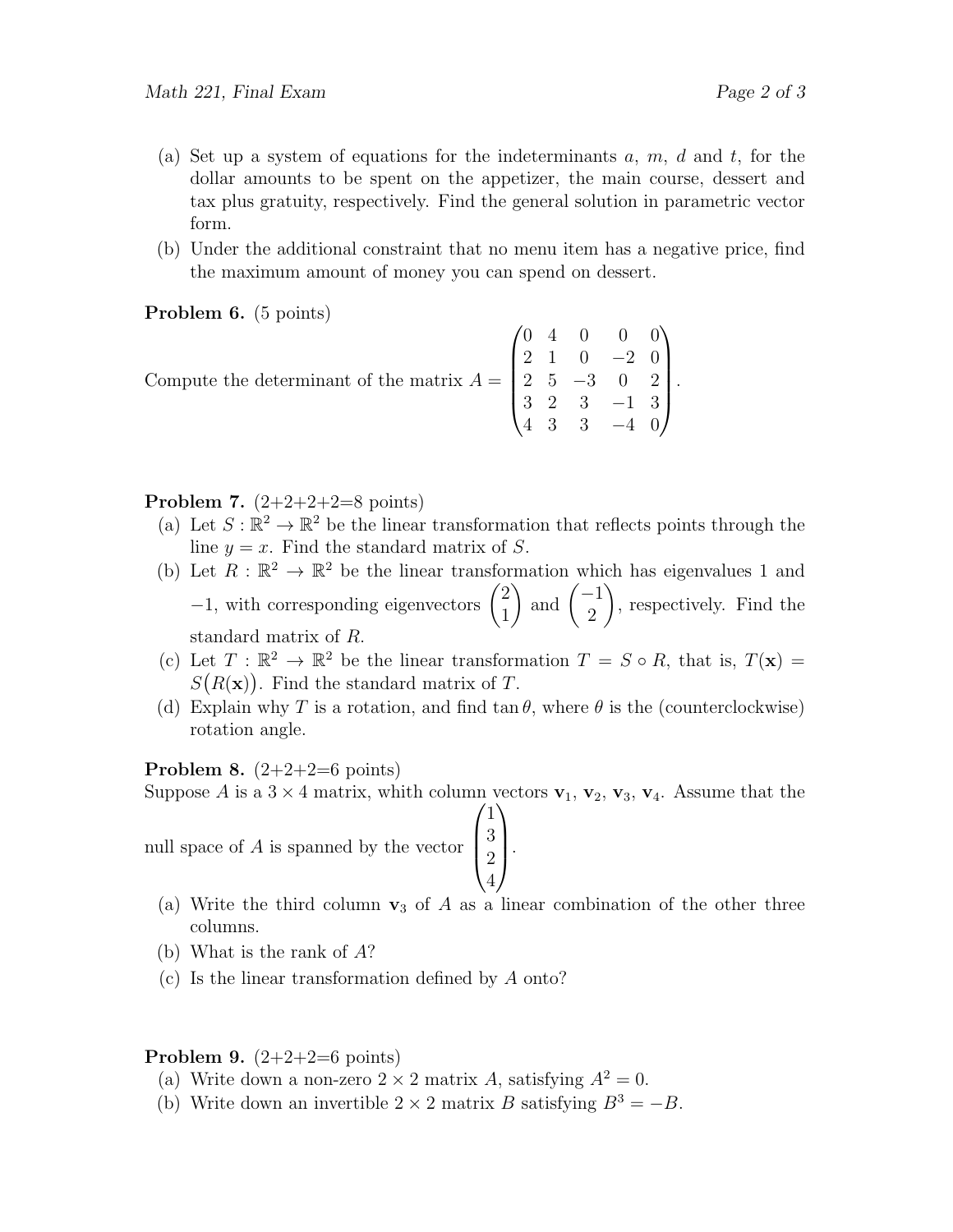(a) Set up a system of equations for the indeterminants $a$, $m$, $d$ and $t$, for the dollar amounts to be spent on the appetizer, the main course, dessert and tax plus gratuity, respectively. Find the general solution in parametric vector form.

(b) Under the additional constraint that no menu item has a negative price, find the maximum amount of money you can spend on dessert.

**Problem 6.** (5 points)

Compute the determinant of the matrix $A = \begin{pmatrix} 0 & 4 & 0 & 0 & 0 \\ 2 & 1 & 0 & -2 & 0 \\ 2 & 5 & -3 & 0 & 2 \\ 3 & 2 & 3 & -1 & 3 \\ 4 & 3 & 3 & -4 & 0 \end{pmatrix}$.

**Problem 7.** (2+2+2+2=8 points)

(a) Let $S : \mathbb{R}^2 \to \mathbb{R}^2$ be the linear transformation that reflects points through the line $y = x$. Find the standard matrix of $S$.

(b) Let $R : \mathbb{R}^2 \to \mathbb{R}^2$ be the linear transformation which has eigenvalues 1 and $-1$, with corresponding eigenvectors $\begin{pmatrix} 2 \\ 1 \end{pmatrix}$ and $\begin{pmatrix} -1 \\ 2 \end{pmatrix}$, respectively. Find the standard matrix of $R$.

(c) Let $T : \mathbb{R}^2 \to \mathbb{R}^2$ be the linear transformation $T = S \circ R$, that is, $T(\mathbf{x}) = S\big(R(\mathbf{x})\big)$. Find the standard matrix of $T$.

(d) Explain why $T$ is a rotation, and find $\tan\theta$, where $\theta$ is the (counterclockwise) rotation angle.

**Problem 8.** (2+2+2=6 points)

Suppose $A$ is a $3 \times 4$ matrix, whith column vectors $\mathbf{v}_1$, $\mathbf{v}_2$, $\mathbf{v}_3$, $\mathbf{v}_4$. Assume that the null space of $A$ is spanned by the vector $\begin{pmatrix} 1 \\ 3 \\ 2 \\ 4 \end{pmatrix}$.

(a) Write the third column $\mathbf{v}_3$ of $A$ as a linear combination of the other three columns.

(b) What is the rank of $A$?

(c) Is the linear transformation defined by $A$ onto?

**Problem 9.** (2+2+2=6 points)

(a) Write down a non-zero $2 \times 2$ matrix $A$, satisfying $A^2 = 0$.

(b) Write down an invertible $2 \times 2$ matrix $B$ satisfying $B^3 = -B$.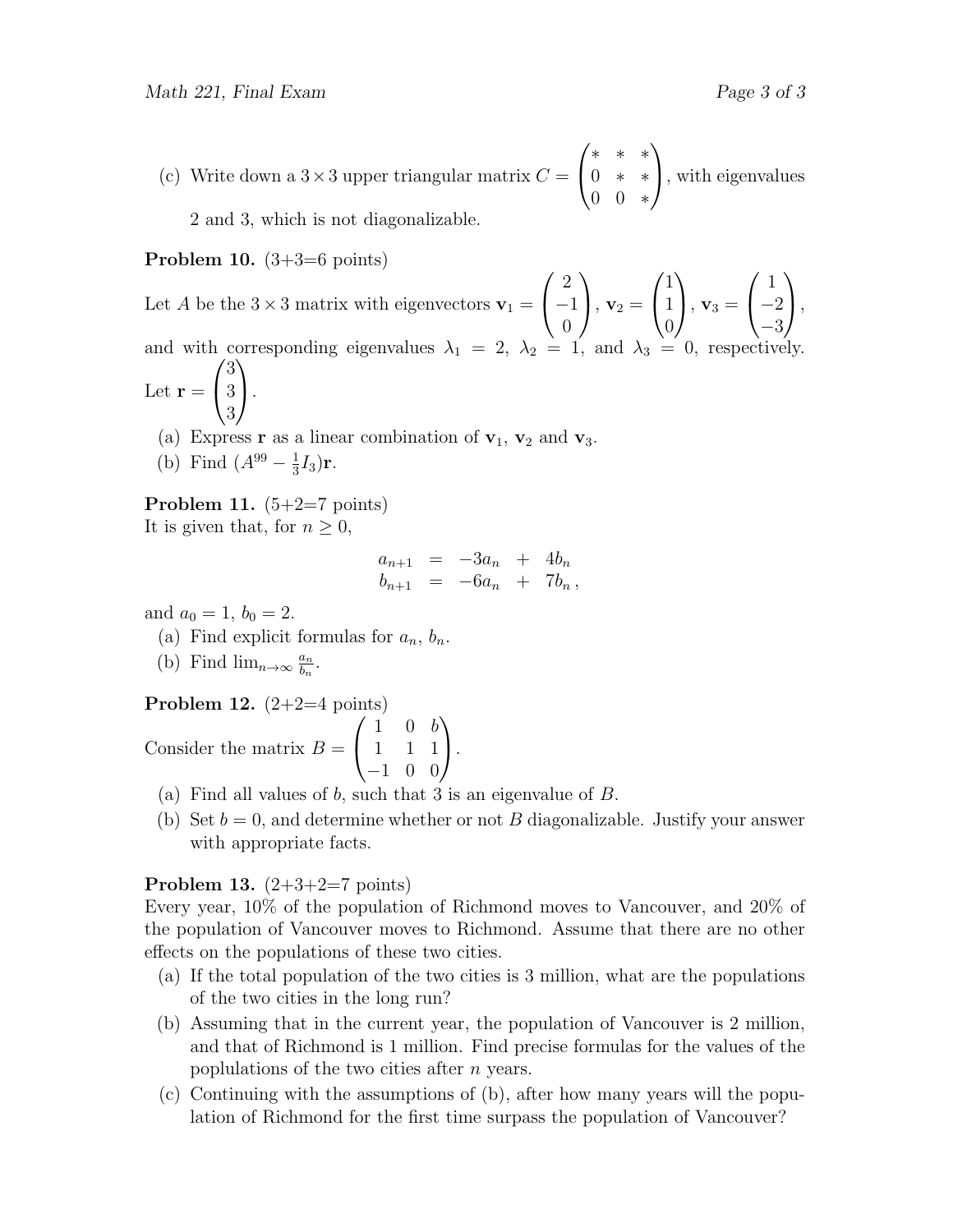(c) Write down a $3 \times 3$ upper triangular matrix $C = \begin{pmatrix} * & * & * \\ 0 & * & * \\ 0 & 0 & * \end{pmatrix}$, with eigenvalues 2 and 3, which is not diagonalizable.

**Problem 10.** (3+3=6 points)

Let $A$ be the $3 \times 3$ matrix with eigenvectors $\mathbf{v}_1 = \begin{pmatrix} 2 \\ -1 \\ 0 \end{pmatrix}$, $\mathbf{v}_2 = \begin{pmatrix} 1 \\ 1 \\ 0 \end{pmatrix}$, $\mathbf{v}_3 = \begin{pmatrix} 1 \\ -2 \\ -3 \end{pmatrix}$, and with corresponding eigenvalues $\lambda_1 = 2$, $\lambda_2 = 1$, and $\lambda_3 = 0$, respectively. Let $\mathbf{r} = \begin{pmatrix} 3 \\ 3 \\ 3 \end{pmatrix}$.

(a) Express $\mathbf{r}$ as a linear combination of $\mathbf{v}_1$, $\mathbf{v}_2$ and $\mathbf{v}_3$.

(b) Find $(A^{99} - \frac{1}{3}I_3)\mathbf{r}$.

**Problem 11.** (5+2=7 points)

It is given that, for $n \geq 0$,

$$\begin{aligned} a_{n+1} &= -3a_n + 4b_n \\ b_{n+1} &= -6a_n + 7b_n, \end{aligned}$$

and $a_0 = 1$, $b_0 = 2$.

(a) Find explicit formulas for $a_n$, $b_n$.

(b) Find $\lim_{n\to\infty} \frac{a_n}{b_n}$.

**Problem 12.** (2+2=4 points)

Consider the matrix $B = \begin{pmatrix} 1 & 0 & b \\ 1 & 1 & 1 \\ -1 & 0 & 0 \end{pmatrix}$.

(a) Find all values of $b$, such that 3 is an eigenvalue of $B$.

(b) Set $b = 0$, and determine whether or not $B$ diagonalizable. Justify your answer with appropriate facts.

**Problem 13.** (2+3+2=7 points)

Every year, 10% of the population of Richmond moves to Vancouver, and 20% of the population of Vancouver moves to Richmond. Assume that there are no other effects on the populations of these two cities.

(a) If the total population of the two cities is 3 million, what are the populations of the two cities in the long run?

(b) Assuming that in the current year, the population of Vancouver is 2 million, and that of Richmond is 1 million. Find precise formulas for the values of the poplulations of the two cities after $n$ years.

(c) Continuing with the assumptions of (b), after how many years will the population of Richmond for the first time surpass the population of Vancouver?